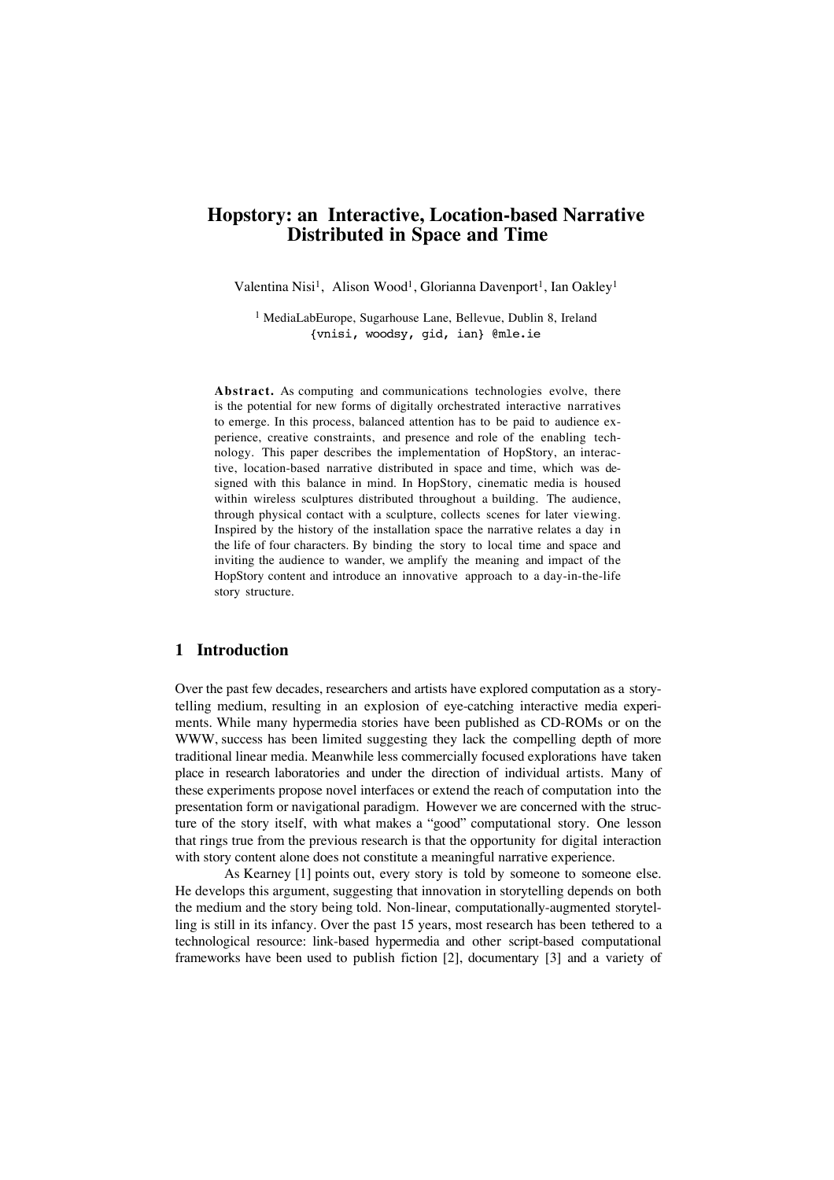# Hopstory: an Interactive, Location-based Narrative Distributed in Space and Time

Valentina Nisi[1], Alison Wood[1], Glorianna Davenport[1], Ian Oakley[1]

[1] MediaLabEurope, Sugarhouse Lane, Bellevue, Dublin 8, Ireland
{vnisi, woodsy, gid, ian} @mle.ie

**Abstract.** As computing and communications technologies evolve, there is the potential for new forms of digitally orchestrated interactive narratives to emerge. In this process, balanced attention has to be paid to audience experience, creative constraints, and presence and role of the enabling technology. This paper describes the implementation of HopStory, an interactive, location-based narrative distributed in space and time, which was designed with this balance in mind. In HopStory, cinematic media is housed within wireless sculptures distributed throughout a building. The audience, through physical contact with a sculpture, collects scenes for later viewing. Inspired by the history of the installation space the narrative relates a day in the life of four characters. By binding the story to local time and space and inviting the audience to wander, we amplify the meaning and impact of the HopStory content and introduce an innovative approach to a day-in-the-life story structure.

## 1 Introduction

Over the past few decades, researchers and artists have explored computation as a storytelling medium, resulting in an explosion of eye-catching interactive media experiments. While many hypermedia stories have been published as CD-ROMs or on the WWW, success has been limited suggesting they lack the compelling depth of more traditional linear media. Meanwhile less commercially focused explorations have taken place in research laboratories and under the direction of individual artists. Many of these experiments propose novel interfaces or extend the reach of computation into the presentation form or navigational paradigm. However we are concerned with the structure of the story itself, with what makes a "good" computational story. One lesson that rings true from the previous research is that the opportunity for digital interaction with story content alone does not constitute a meaningful narrative experience.

As Kearney [1] points out, every story is told by someone to someone else. He develops this argument, suggesting that innovation in storytelling depends on both the medium and the story being told. Non-linear, computationally-augmented storytelling is still in its infancy. Over the past 15 years, most research has been tethered to a technological resource: link-based hypermedia and other script-based computational frameworks have been used to publish fiction [2], documentary [3] and a variety of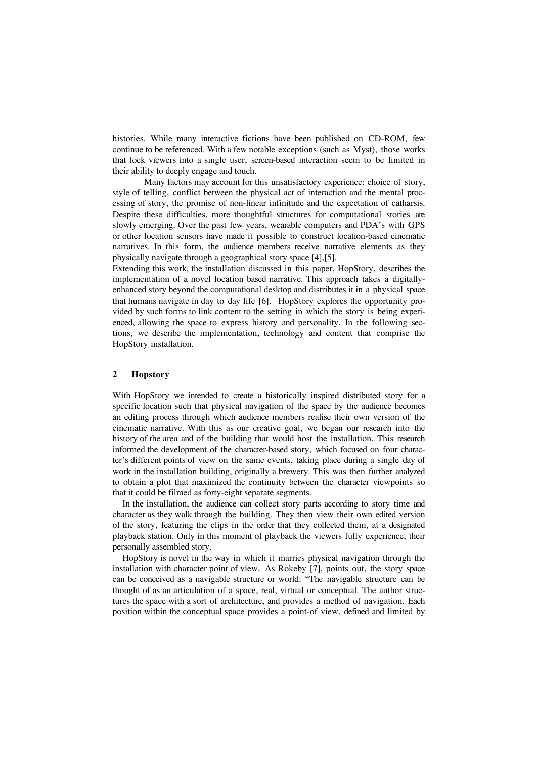histories. While many interactive fictions have been published on CD-ROM, few continue to be referenced. With a few notable exceptions (such as Myst), those works that lock viewers into a single user, screen-based interaction seem to be limited in their ability to deeply engage and touch.

Many factors may account for this unsatisfactory experience: choice of story, style of telling, conflict between the physical act of interaction and the mental processing of story, the promise of non-linear infinitude and the expectation of catharsis. Despite these difficulties, more thoughtful structures for computational stories are slowly emerging. Over the past few years, wearable computers and PDA's with GPS or other location sensors have made it possible to construct location-based cinematic narratives. In this form, the audience members receive narrative elements as they physically navigate through a geographical story space [4],[5].

Extending this work, the installation discussed in this paper, HopStory, describes the implementation of a novel location based narrative. This approach takes a digitally-enhanced story beyond the computational desktop and distributes it in a physical space that humans navigate in day to day life [6]. HopStory explores the opportunity provided by such forms to link content to the setting in which the story is being experienced, allowing the space to express history and personality. In the following sections, we describe the implementation, technology and content that comprise the HopStory installation.

## 2 Hopstory

With HopStory we intended to create a historically inspired distributed story for a specific location such that physical navigation of the space by the audience becomes an editing process through which audience members realise their own version of the cinematic narrative. With this as our creative goal, we began our research into the history of the area and of the building that would host the installation. This research informed the development of the character-based story, which focused on four character's different points of view on the same events, taking place during a single day of work in the installation building, originally a brewery. This was then further analyzed to obtain a plot that maximized the continuity between the character viewpoints so that it could be filmed as forty-eight separate segments.

In the installation, the audience can collect story parts according to story time and character as they walk through the building. They then view their own edited version of the story, featuring the clips in the order that they collected them, at a designated playback station. Only in this moment of playback the viewers fully experience, their personally assembled story.

HopStory is novel in the way in which it marries physical navigation through the installation with character point of view. As Rokeby [7], points out, the story space can be conceived as a navigable structure or world: "The navigable structure can be thought of as an articulation of a space, real, virtual or conceptual. The author structures the space with a sort of architecture, and provides a method of navigation. Each position within the conceptual space provides a point-of view, defined and limited by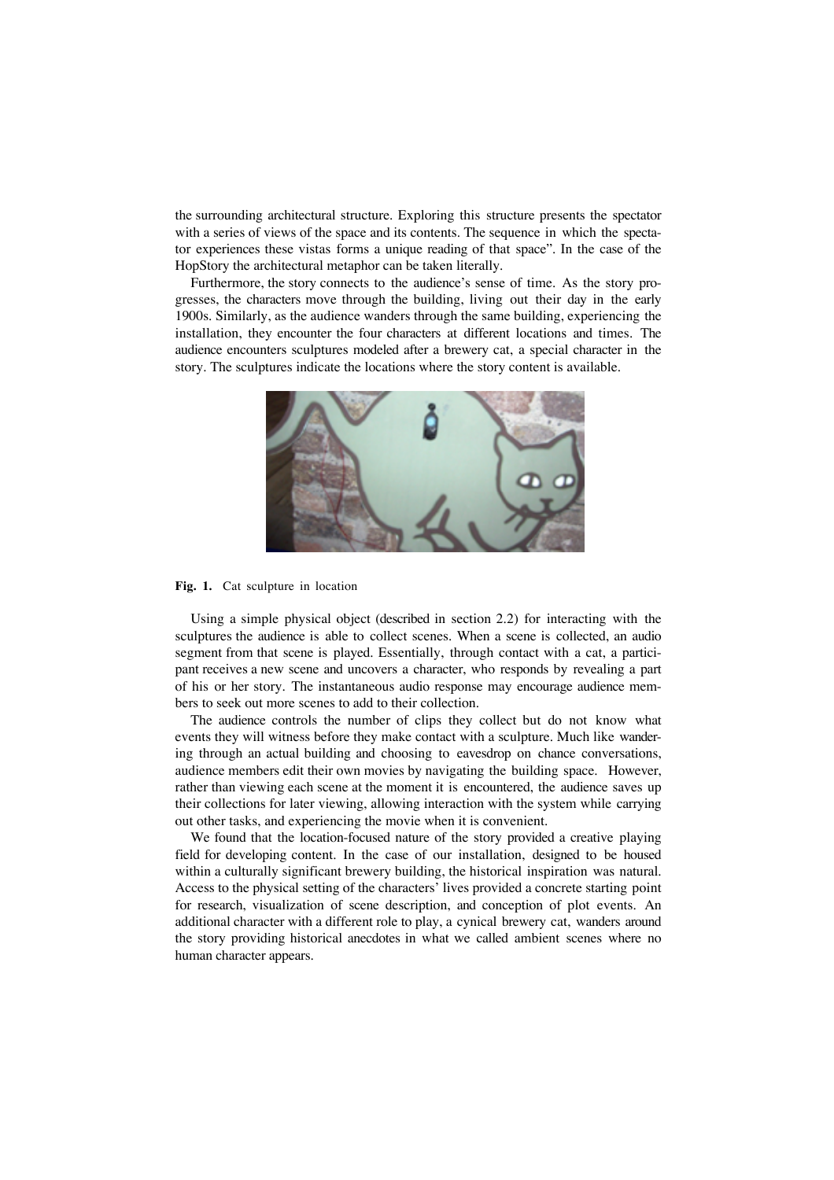the surrounding architectural structure. Exploring this structure presents the spectator with a series of views of the space and its contents. The sequence in which the spectator experiences these vistas forms a unique reading of that space". In the case of the HopStory the architectural metaphor can be taken literally.

Furthermore, the story connects to the audience's sense of time. As the story progresses, the characters move through the building, living out their day in the early 1900s. Similarly, as the audience wanders through the same building, experiencing the installation, they encounter the four characters at different locations and times. The audience encounters sculptures modeled after a brewery cat, a special character in the story. The sculptures indicate the locations where the story content is available.

**Fig. 1.** Cat sculpture in location

Using a simple physical object (described in section 2.2) for interacting with the sculptures the audience is able to collect scenes. When a scene is collected, an audio segment from that scene is played. Essentially, through contact with a cat, a participant receives a new scene and uncovers a character, who responds by revealing a part of his or her story. The instantaneous audio response may encourage audience members to seek out more scenes to add to their collection.

The audience controls the number of clips they collect but do not know what events they will witness before they make contact with a sculpture. Much like wandering through an actual building and choosing to eavesdrop on chance conversations, audience members edit their own movies by navigating the building space. However, rather than viewing each scene at the moment it is encountered, the audience saves up their collections for later viewing, allowing interaction with the system while carrying out other tasks, and experiencing the movie when it is convenient.

We found that the location-focused nature of the story provided a creative playing field for developing content. In the case of our installation, designed to be housed within a culturally significant brewery building, the historical inspiration was natural. Access to the physical setting of the characters' lives provided a concrete starting point for research, visualization of scene description, and conception of plot events. An additional character with a different role to play, a cynical brewery cat, wanders around the story providing historical anecdotes in what we called ambient scenes where no human character appears.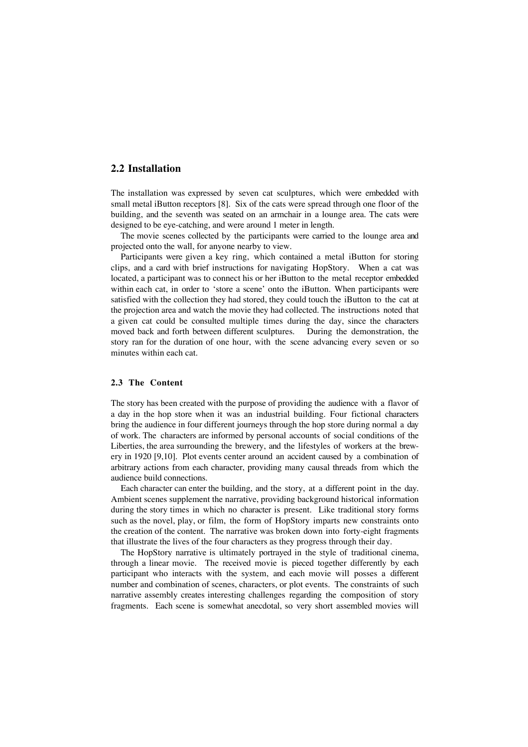## 2.2 Installation

The installation was expressed by seven cat sculptures, which were embedded with small metal iButton receptors [8]. Six of the cats were spread through one floor of the building, and the seventh was seated on an armchair in a lounge area. The cats were designed to be eye-catching, and were around 1 meter in length.

The movie scenes collected by the participants were carried to the lounge area and projected onto the wall, for anyone nearby to view.

Participants were given a key ring, which contained a metal iButton for storing clips, and a card with brief instructions for navigating HopStory. When a cat was located, a participant was to connect his or her iButton to the metal receptor embedded within each cat, in order to 'store a scene' onto the iButton. When participants were satisfied with the collection they had stored, they could touch the iButton to the cat at the projection area and watch the movie they had collected. The instructions noted that a given cat could be consulted multiple times during the day, since the characters moved back and forth between different sculptures. During the demonstration, the story ran for the duration of one hour, with the scene advancing every seven or so minutes within each cat.

### 2.3 The Content

The story has been created with the purpose of providing the audience with a flavor of a day in the hop store when it was an industrial building. Four fictional characters bring the audience in four different journeys through the hop store during normal a day of work. The characters are informed by personal accounts of social conditions of the Liberties, the area surrounding the brewery, and the lifestyles of workers at the brewery in 1920 [9,10]. Plot events center around an accident caused by a combination of arbitrary actions from each character, providing many causal threads from which the audience build connections.

Each character can enter the building, and the story, at a different point in the day. Ambient scenes supplement the narrative, providing background historical information during the story times in which no character is present. Like traditional story forms such as the novel, play, or film, the form of HopStory imparts new constraints onto the creation of the content. The narrative was broken down into forty-eight fragments that illustrate the lives of the four characters as they progress through their day.

The HopStory narrative is ultimately portrayed in the style of traditional cinema, through a linear movie. The received movie is pieced together differently by each participant who interacts with the system, and each movie will posses a different number and combination of scenes, characters, or plot events. The constraints of such narrative assembly creates interesting challenges regarding the composition of story fragments. Each scene is somewhat anecdotal, so very short assembled movies will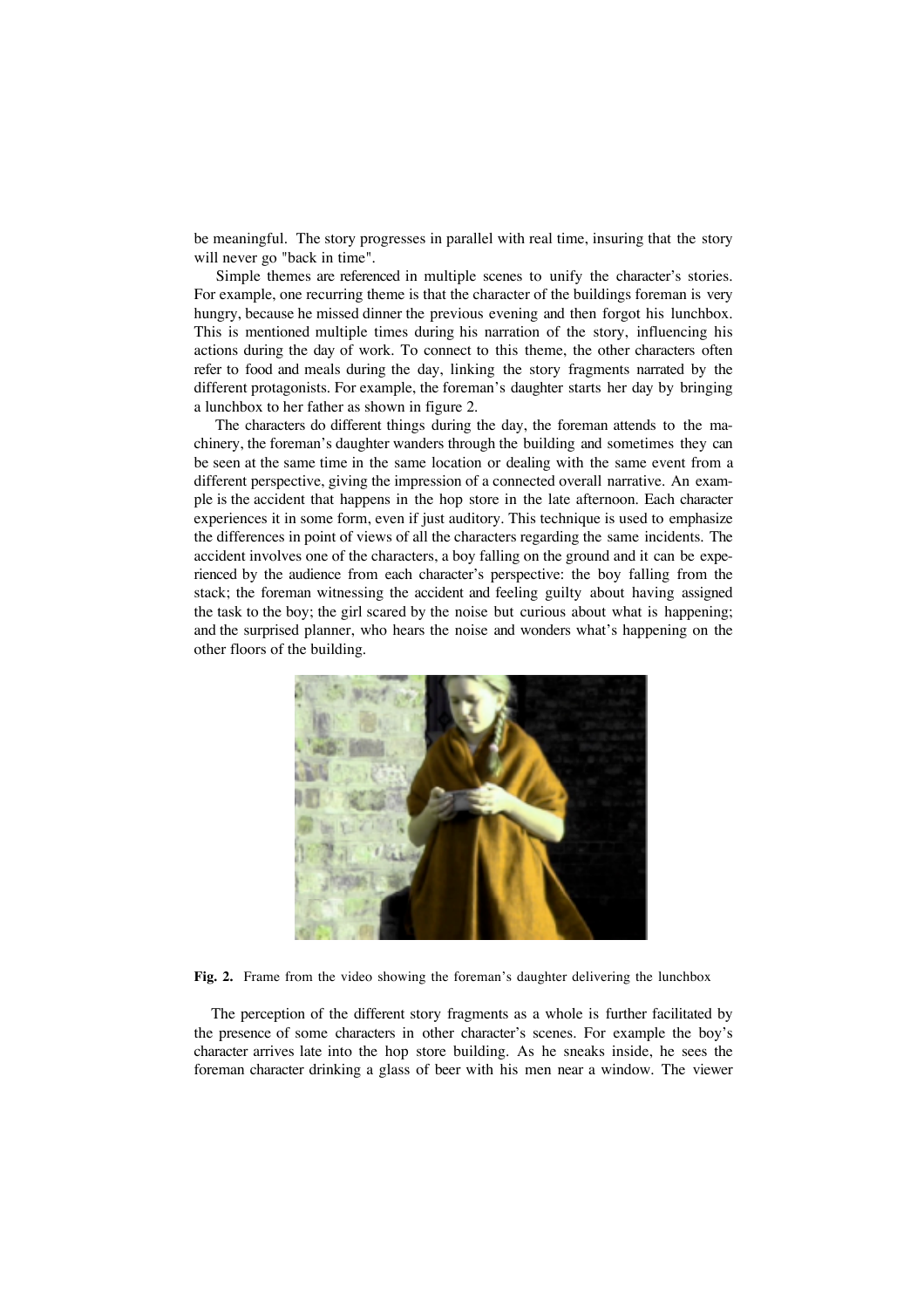be meaningful. The story progresses in parallel with real time, insuring that the story will never go "back in time".

Simple themes are referenced in multiple scenes to unify the character's stories. For example, one recurring theme is that the character of the buildings foreman is very hungry, because he missed dinner the previous evening and then forgot his lunchbox. This is mentioned multiple times during his narration of the story, influencing his actions during the day of work. To connect to this theme, the other characters often refer to food and meals during the day, linking the story fragments narrated by the different protagonists. For example, the foreman's daughter starts her day by bringing a lunchbox to her father as shown in figure 2.

The characters do different things during the day, the foreman attends to the machinery, the foreman's daughter wanders through the building and sometimes they can be seen at the same time in the same location or dealing with the same event from a different perspective, giving the impression of a connected overall narrative. An example is the accident that happens in the hop store in the late afternoon. Each character experiences it in some form, even if just auditory. This technique is used to emphasize the differences in point of views of all the characters regarding the same incidents. The accident involves one of the characters, a boy falling on the ground and it can be experienced by the audience from each character's perspective: the boy falling from the stack; the foreman witnessing the accident and feeling guilty about having assigned the task to the boy; the girl scared by the noise but curious about what is happening; and the surprised planner, who hears the noise and wonders what's happening on the other floors of the building.

**Fig. 2.** Frame from the video showing the foreman's daughter delivering the lunchbox

The perception of the different story fragments as a whole is further facilitated by the presence of some characters in other character's scenes. For example the boy's character arrives late into the hop store building. As he sneaks inside, he sees the foreman character drinking a glass of beer with his men near a window. The viewer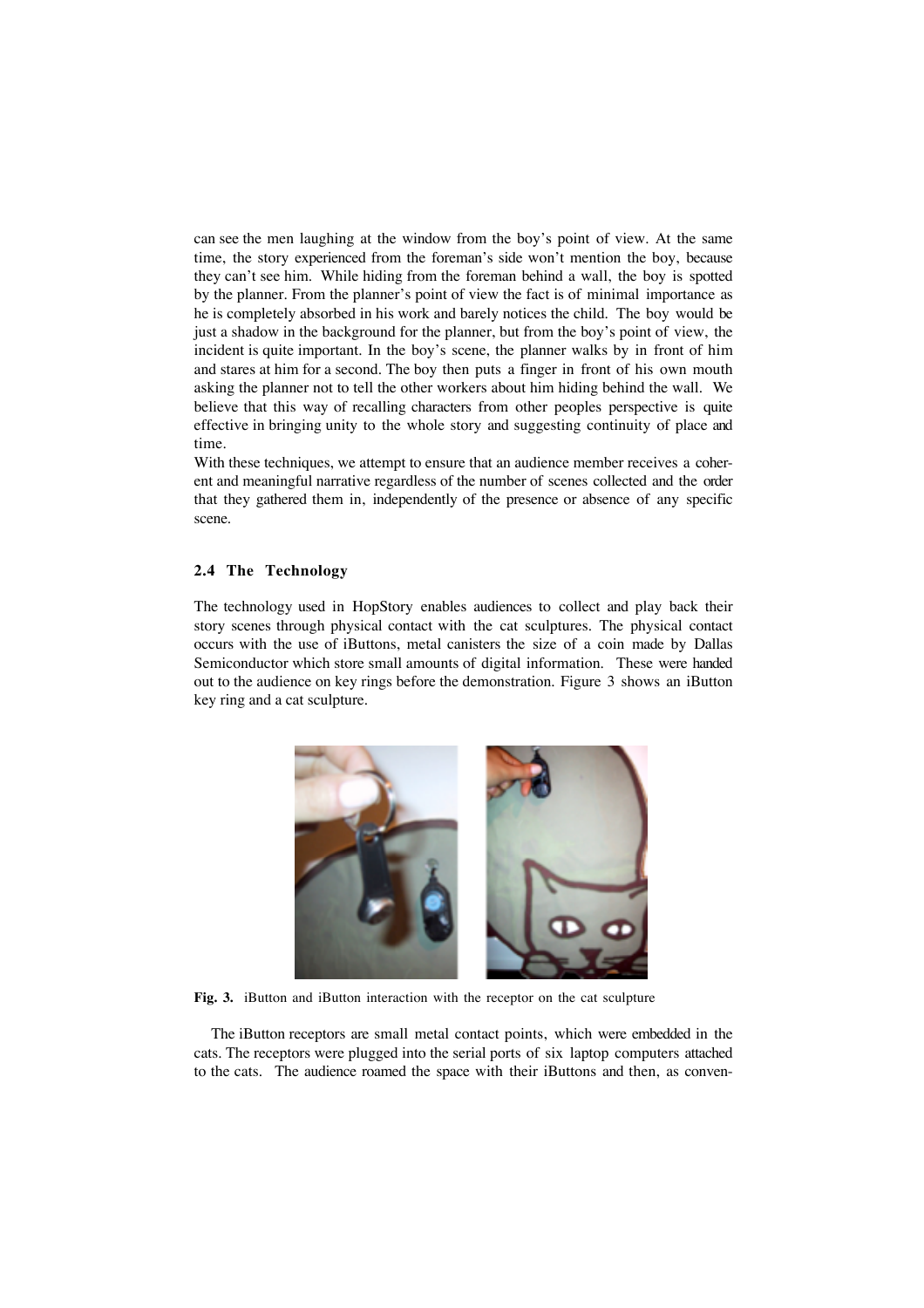can see the men laughing at the window from the boy's point of view. At the same time, the story experienced from the foreman's side won't mention the boy, because they can't see him. While hiding from the foreman behind a wall, the boy is spotted by the planner. From the planner's point of view the fact is of minimal importance as he is completely absorbed in his work and barely notices the child. The boy would be just a shadow in the background for the planner, but from the boy's point of view, the incident is quite important. In the boy's scene, the planner walks by in front of him and stares at him for a second. The boy then puts a finger in front of his own mouth asking the planner not to tell the other workers about him hiding behind the wall. We believe that this way of recalling characters from other peoples perspective is quite effective in bringing unity to the whole story and suggesting continuity of place and time.

With these techniques, we attempt to ensure that an audience member receives a coherent and meaningful narrative regardless of the number of scenes collected and the order that they gathered them in, independently of the presence or absence of any specific scene.

### 2.4 The Technology

The technology used in HopStory enables audiences to collect and play back their story scenes through physical contact with the cat sculptures. The physical contact occurs with the use of iButtons, metal canisters the size of a coin made by Dallas Semiconductor which store small amounts of digital information. These were handed out to the audience on key rings before the demonstration. Figure 3 shows an iButton key ring and a cat sculpture.

**Fig. 3.** iButton and iButton interaction with the receptor on the cat sculpture

The iButton receptors are small metal contact points, which were embedded in the cats. The receptors were plugged into the serial ports of six laptop computers attached to the cats. The audience roamed the space with their iButtons and then, as conven-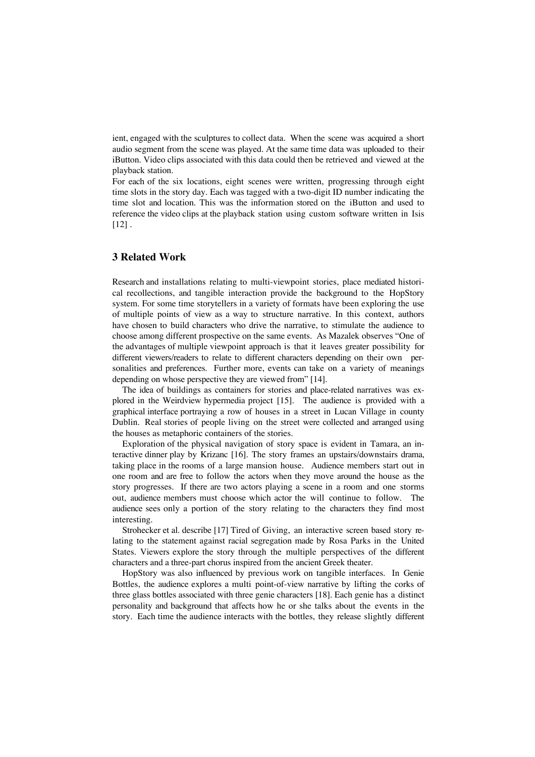ient, engaged with the sculptures to collect data. When the scene was acquired a short audio segment from the scene was played. At the same time data was uploaded to their iButton. Video clips associated with this data could then be retrieved and viewed at the playback station.

For each of the six locations, eight scenes were written, progressing through eight time slots in the story day. Each was tagged with a two-digit ID number indicating the time slot and location. This was the information stored on the iButton and used to reference the video clips at the playback station using custom software written in Isis [12] .

## 3 Related Work

Research and installations relating to multi-viewpoint stories, place mediated historical recollections, and tangible interaction provide the background to the HopStory system. For some time storytellers in a variety of formats have been exploring the use of multiple points of view as a way to structure narrative. In this context, authors have chosen to build characters who drive the narrative, to stimulate the audience to choose among different prospective on the same events. As Mazalek observes "One of the advantages of multiple viewpoint approach is that it leaves greater possibility for different viewers/readers to relate to different characters depending on their own personalities and preferences. Further more, events can take on a variety of meanings depending on whose perspective they are viewed from" [14].

The idea of buildings as containers for stories and place-related narratives was explored in the Weirdview hypermedia project [15]. The audience is provided with a graphical interface portraying a row of houses in a street in Lucan Village in county Dublin. Real stories of people living on the street were collected and arranged using the houses as metaphoric containers of the stories.

Exploration of the physical navigation of story space is evident in Tamara, an interactive dinner play by Krizanc [16]. The story frames an upstairs/downstairs drama, taking place in the rooms of a large mansion house. Audience members start out in one room and are free to follow the actors when they move around the house as the story progresses. If there are two actors playing a scene in a room and one storms out, audience members must choose which actor the will continue to follow. The audience sees only a portion of the story relating to the characters they find most interesting.

Strohecker et al. describe [17] Tired of Giving, an interactive screen based story relating to the statement against racial segregation made by Rosa Parks in the United States. Viewers explore the story through the multiple perspectives of the different characters and a three-part chorus inspired from the ancient Greek theater.

HopStory was also influenced by previous work on tangible interfaces. In Genie Bottles, the audience explores a multi point-of-view narrative by lifting the corks of three glass bottles associated with three genie characters [18]. Each genie has a distinct personality and background that affects how he or she talks about the events in the story. Each time the audience interacts with the bottles, they release slightly different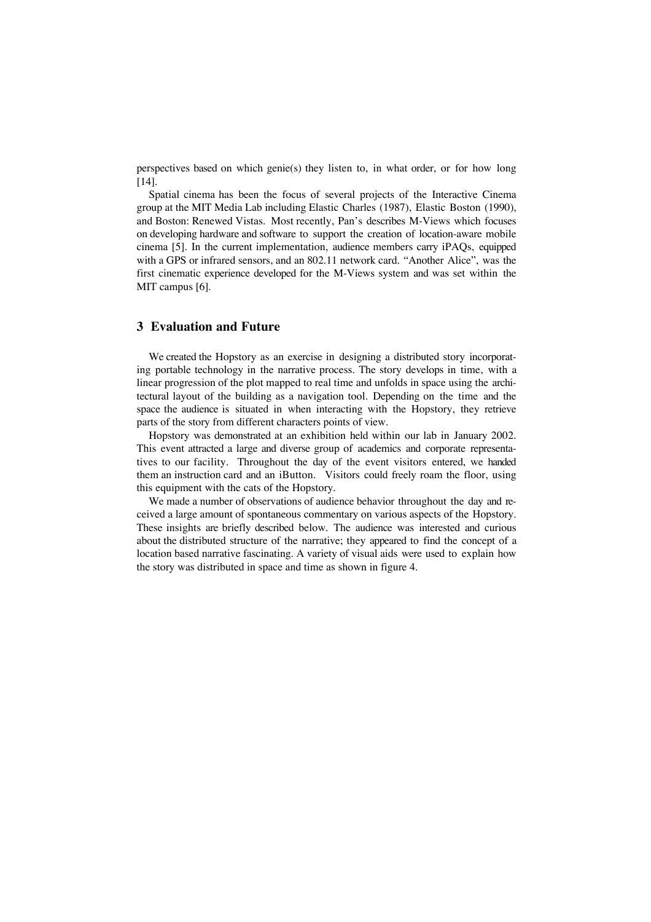perspectives based on which genie(s) they listen to, in what order, or for how long [14].

Spatial cinema has been the focus of several projects of the Interactive Cinema group at the MIT Media Lab including Elastic Charles (1987), Elastic Boston (1990), and Boston: Renewed Vistas. Most recently, Pan's describes M-Views which focuses on developing hardware and software to support the creation of location-aware mobile cinema [5]. In the current implementation, audience members carry iPAQs, equipped with a GPS or infrared sensors, and an 802.11 network card. "Another Alice", was the first cinematic experience developed for the M-Views system and was set within the MIT campus [6].

## 3 Evaluation and Future

We created the Hopstory as an exercise in designing a distributed story incorporating portable technology in the narrative process. The story develops in time, with a linear progression of the plot mapped to real time and unfolds in space using the architectural layout of the building as a navigation tool. Depending on the time and the space the audience is situated in when interacting with the Hopstory, they retrieve parts of the story from different characters points of view.

Hopstory was demonstrated at an exhibition held within our lab in January 2002. This event attracted a large and diverse group of academics and corporate representatives to our facility. Throughout the day of the event visitors entered, we handed them an instruction card and an iButton. Visitors could freely roam the floor, using this equipment with the cats of the Hopstory.

We made a number of observations of audience behavior throughout the day and received a large amount of spontaneous commentary on various aspects of the Hopstory. These insights are briefly described below. The audience was interested and curious about the distributed structure of the narrative; they appeared to find the concept of a location based narrative fascinating. A variety of visual aids were used to explain how the story was distributed in space and time as shown in figure 4.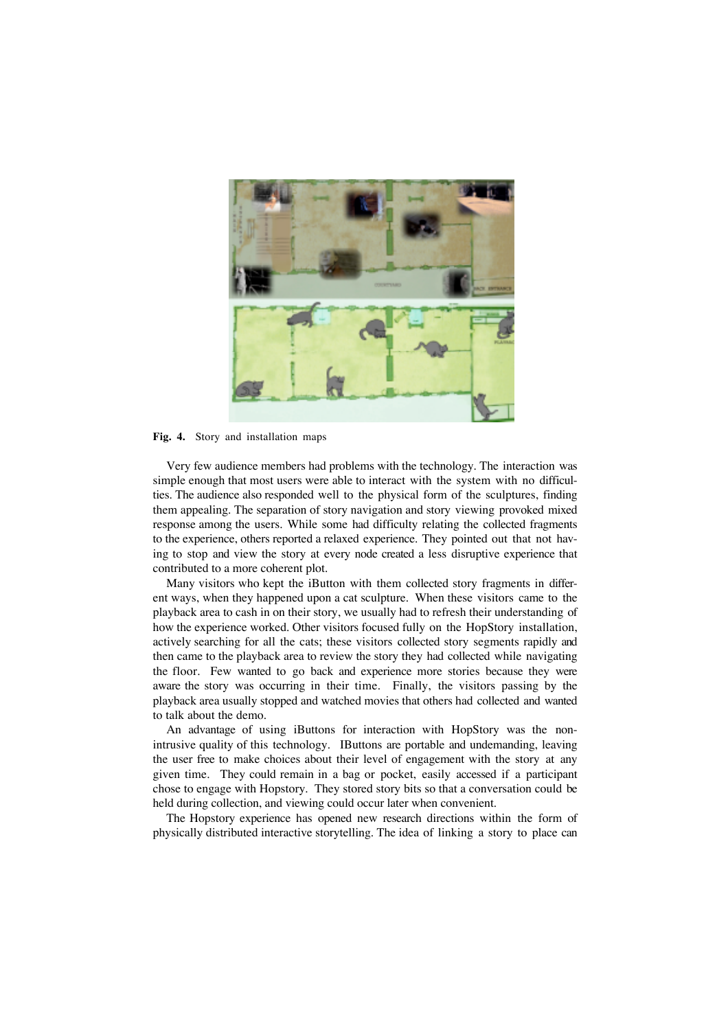**Fig. 4.** Story and installation maps

Very few audience members had problems with the technology. The interaction was simple enough that most users were able to interact with the system with no difficulties. The audience also responded well to the physical form of the sculptures, finding them appealing. The separation of story navigation and story viewing provoked mixed response among the users. While some had difficulty relating the collected fragments to the experience, others reported a relaxed experience. They pointed out that not having to stop and view the story at every node created a less disruptive experience that contributed to a more coherent plot.

Many visitors who kept the iButton with them collected story fragments in different ways, when they happened upon a cat sculpture. When these visitors came to the playback area to cash in on their story, we usually had to refresh their understanding of how the experience worked. Other visitors focused fully on the HopStory installation, actively searching for all the cats; these visitors collected story segments rapidly and then came to the playback area to review the story they had collected while navigating the floor. Few wanted to go back and experience more stories because they were aware the story was occurring in their time. Finally, the visitors passing by the playback area usually stopped and watched movies that others had collected and wanted to talk about the demo.

An advantage of using iButtons for interaction with HopStory was the non-intrusive quality of this technology. IButtons are portable and undemanding, leaving the user free to make choices about their level of engagement with the story at any given time. They could remain in a bag or pocket, easily accessed if a participant chose to engage with Hopstory. They stored story bits so that a conversation could be held during collection, and viewing could occur later when convenient.

The Hopstory experience has opened new research directions within the form of physically distributed interactive storytelling. The idea of linking a story to place can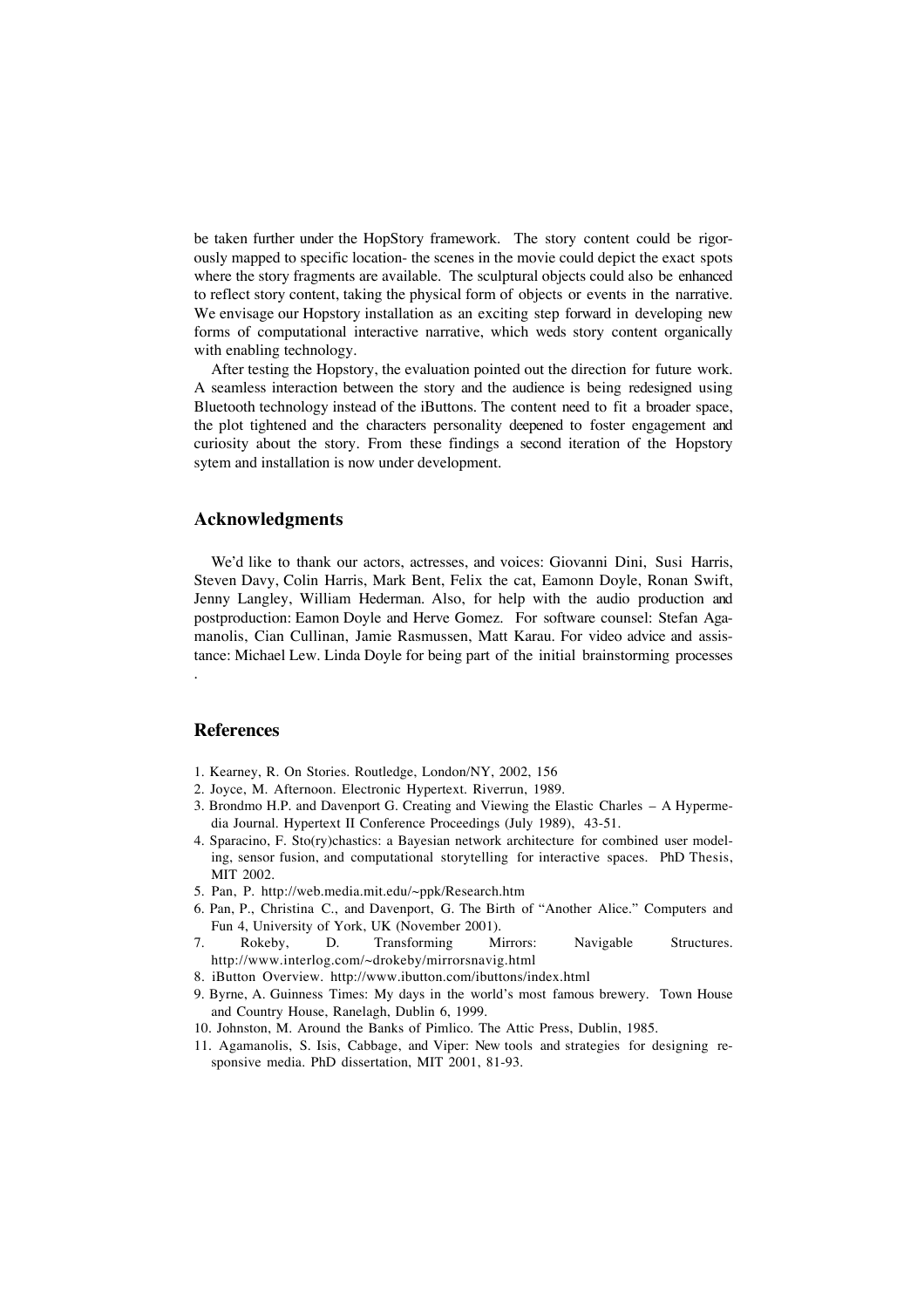be taken further under the HopStory framework. The story content could be rigorously mapped to specific location- the scenes in the movie could depict the exact spots where the story fragments are available. The sculptural objects could also be enhanced to reflect story content, taking the physical form of objects or events in the narrative. We envisage our Hopstory installation as an exciting step forward in developing new forms of computational interactive narrative, which weds story content organically with enabling technology.

After testing the Hopstory, the evaluation pointed out the direction for future work. A seamless interaction between the story and the audience is being redesigned using Bluetooth technology instead of the iButtons. The content need to fit a broader space, the plot tightened and the characters personality deepened to foster engagement and curiosity about the story. From these findings a second iteration of the Hopstory sytem and installation is now under development.

## Acknowledgments

We'd like to thank our actors, actresses, and voices: Giovanni Dini, Susi Harris, Steven Davy, Colin Harris, Mark Bent, Felix the cat, Eamonn Doyle, Ronan Swift, Jenny Langley, William Hederman. Also, for help with the audio production and postproduction: Eamon Doyle and Herve Gomez. For software counsel: Stefan Agamanolis, Cian Cullinan, Jamie Rasmussen, Matt Karau. For video advice and assistance: Michael Lew. Linda Doyle for being part of the initial brainstorming processes .

## References

1. Kearney, R. On Stories. Routledge, London/NY, 2002, 156
2. Joyce, M. Afternoon. Electronic Hypertext. Riverrun, 1989.
3. Brondmo H.P. and Davenport G. Creating and Viewing the Elastic Charles – A Hypermedia Journal. Hypertext II Conference Proceedings (July 1989), 43-51.
4. Sparacino, F. Sto(ry)chastics: a Bayesian network architecture for combined user modeling, sensor fusion, and computational storytelling for interactive spaces. PhD Thesis, MIT 2002.
5. Pan, P. http://web.media.mit.edu/~ppk/Research.htm
6. Pan, P., Christina C., and Davenport, G. The Birth of "Another Alice." Computers and Fun 4, University of York, UK (November 2001).
7. Rokeby, D. Transforming Mirrors: Navigable Structures. http://www.interlog.com/~drokeby/mirrorsnavig.html
8. iButton Overview. http://www.ibutton.com/ibuttons/index.html
9. Byrne, A. Guinness Times: My days in the world's most famous brewery. Town House and Country House, Ranelagh, Dublin 6, 1999.
10. Johnston, M. Around the Banks of Pimlico. The Attic Press, Dublin, 1985.
11. Agamanolis, S. Isis, Cabbage, and Viper: New tools and strategies for designing responsive media. PhD dissertation, MIT 2001, 81-93.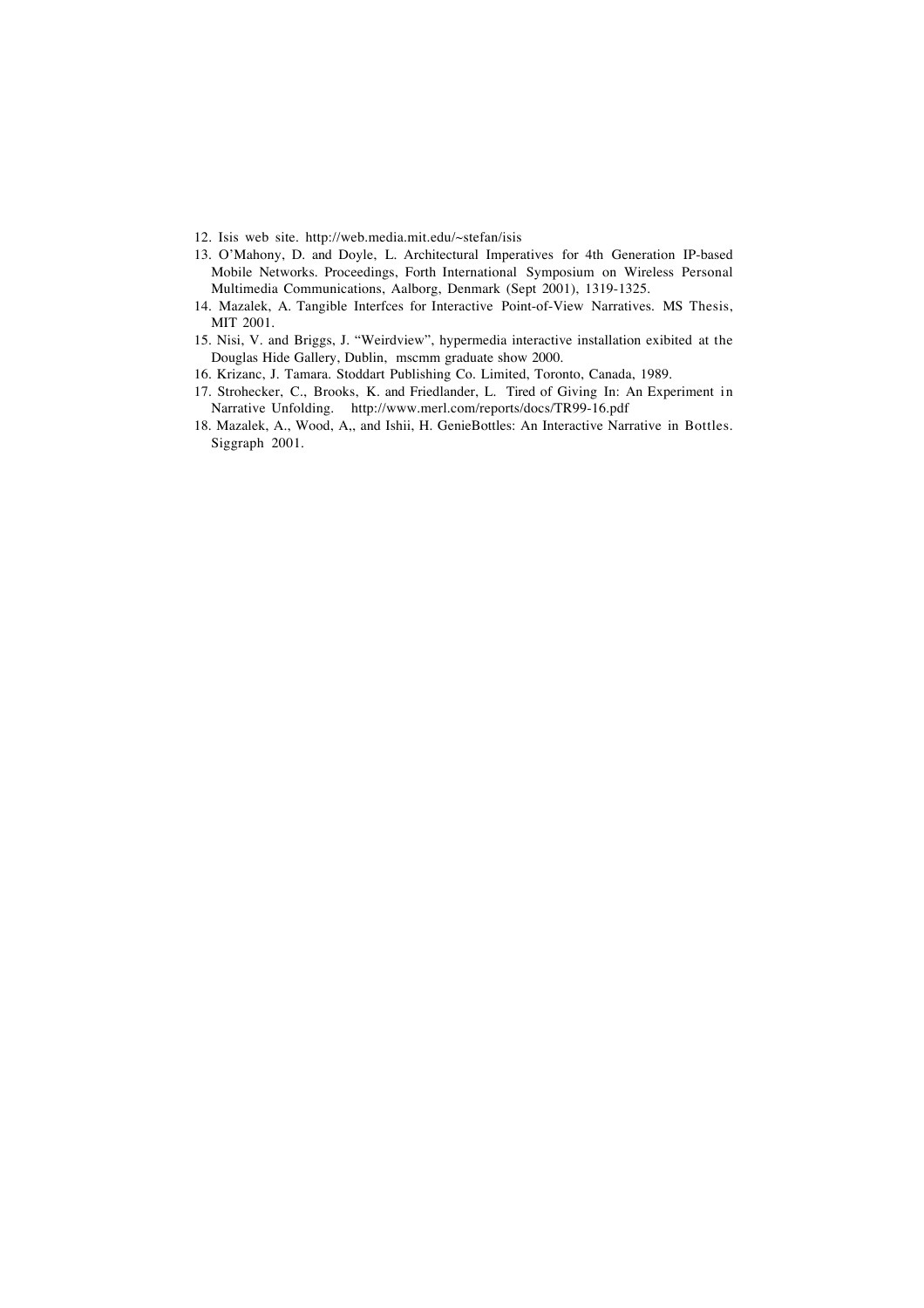12. Isis web site. http://web.media.mit.edu/~stefan/isis
13. O'Mahony, D. and Doyle, L. Architectural Imperatives for 4th Generation IP-based Mobile Networks. Proceedings, Forth International Symposium on Wireless Personal Multimedia Communications, Aalborg, Denmark (Sept 2001), 1319-1325.
14. Mazalek, A. Tangible Interfces for Interactive Point-of-View Narratives. MS Thesis, MIT 2001.
15. Nisi, V. and Briggs, J. "Weirdview", hypermedia interactive installation exibited at the Douglas Hide Gallery, Dublin, mscmm graduate show 2000.
16. Krizanc, J. Tamara. Stoddart Publishing Co. Limited, Toronto, Canada, 1989.
17. Strohecker, C., Brooks, K. and Friedlander, L. Tired of Giving In: An Experiment in Narrative Unfolding. http://www.merl.com/reports/docs/TR99-16.pdf
18. Mazalek, A., Wood, A,, and Ishii, H. GenieBottles: An Interactive Narrative in Bottles. Siggraph 2001.